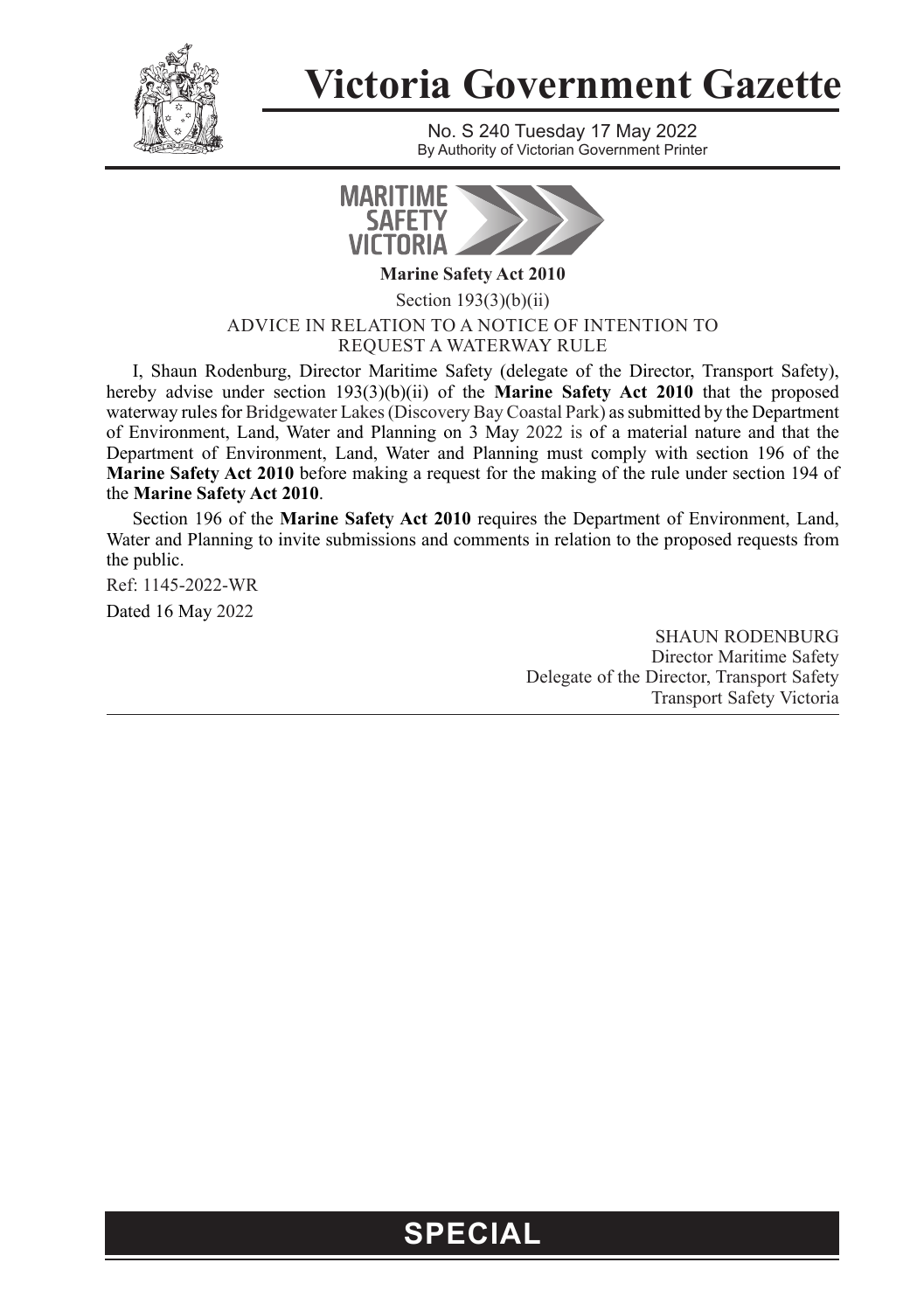# Victoria Government Gazette

No. S 240 Tuesday 17 May 2022

By Authority of Victorian Government Printer

MARITIME SAFETY VICTORIA

**Marine Safety Act 2010**

Section 193(3)(b)(ii)

ADVICE IN RELATION TO A NOTICE OF INTENTION TO REQUEST A WATERWAY RULE

I, Shaun Rodenburg, Director Maritime Safety (delegate of the Director, Transport Safety), hereby advise under section 193(3)(b)(ii) of the **Marine Safety Act 2010** that the proposed waterway rules for Bridgewater Lakes (Discovery Bay Coastal Park) as submitted by the Department of Environment, Land, Water and Planning on 3 May 2022 is of a material nature and that the Department of Environment, Land, Water and Planning must comply with section 196 of the **Marine Safety Act 2010** before making a request for the making of the rule under section 194 of the **Marine Safety Act 2010**.

Section 196 of the **Marine Safety Act 2010** requires the Department of Environment, Land, Water and Planning to invite submissions and comments in relation to the proposed requests from the public.

Ref: 1145-2022-WR

Dated 16 May 2022

SHAUN RODENBURG
Director Maritime Safety
Delegate of the Director, Transport Safety
Transport Safety Victoria

**SPECIAL**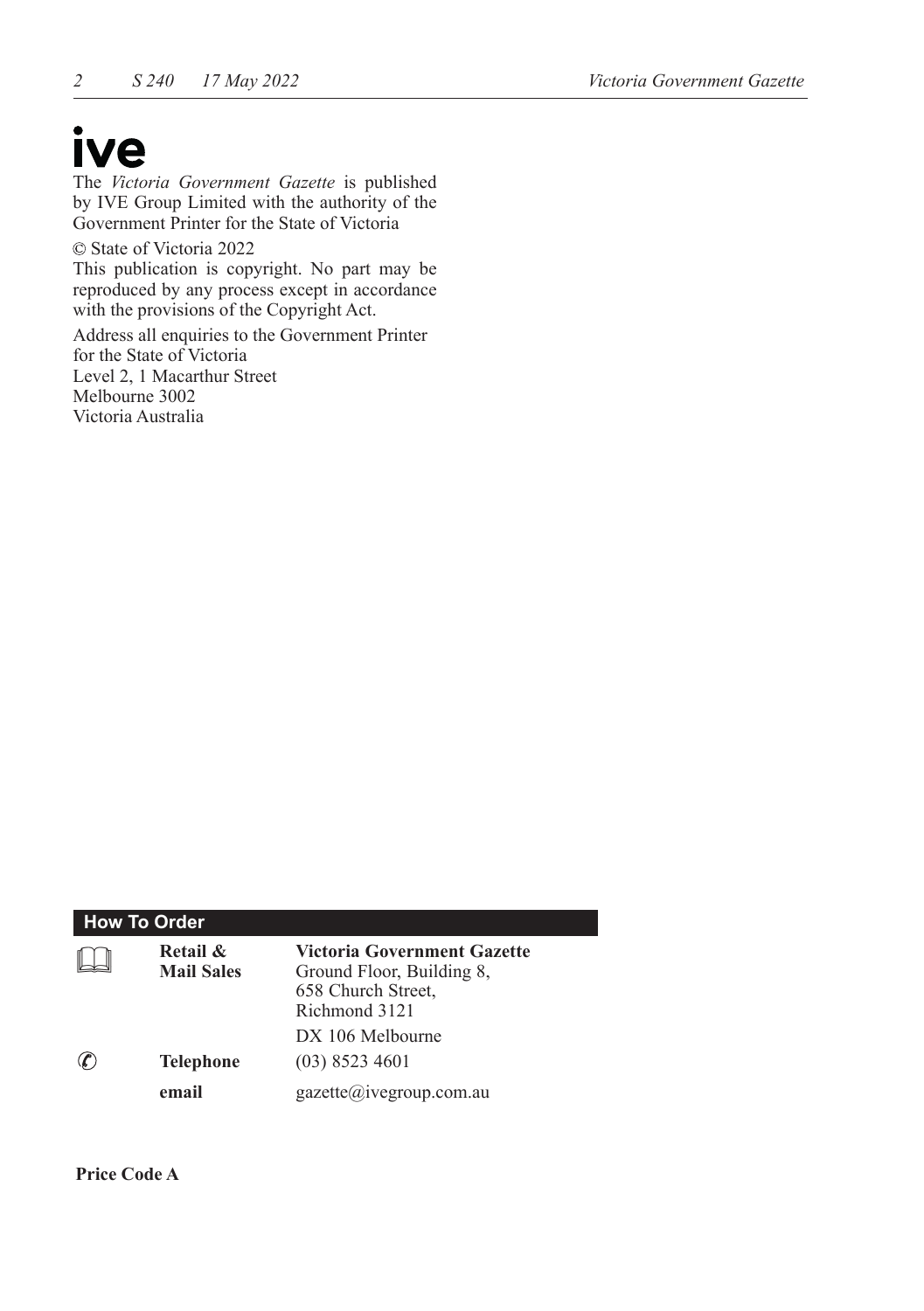ive

The *Victoria Government Gazette* is published by IVE Group Limited with the authority of the Government Printer for the State of Victoria

© State of Victoria 2022

This publication is copyright. No part may be reproduced by any process except in accordance with the provisions of the Copyright Act.

Address all enquiries to the Government Printer for the State of Victoria
Level 2, 1 Macarthur Street
Melbourne 3002
Victoria Australia

## How To Order

| | | |
|---|---|---|
| | **Retail & Mail Sales** | **Victoria Government Gazette** Ground Floor, Building 8, 658 Church Street, Richmond 3121 |
| | | DX 106 Melbourne |
| | **Telephone** | (03) 8523 4601 |
| | **email** | gazette@ivegroup.com.au |

**Price Code A**